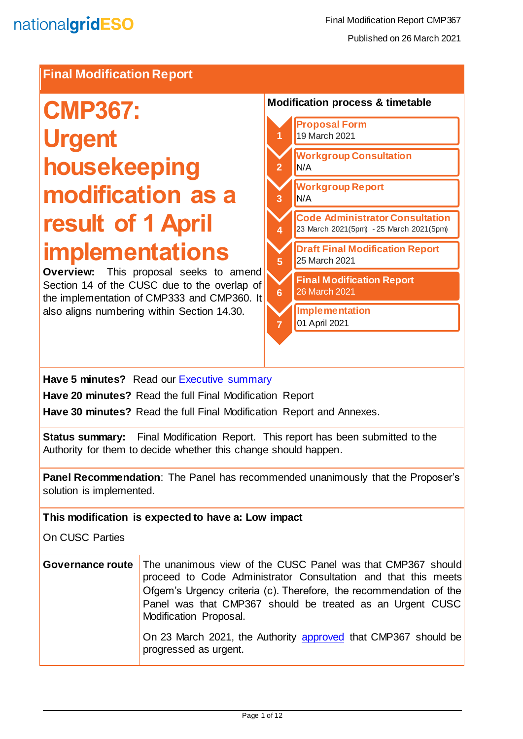# Final Modification Report

# CMP367: Urgent housekeeping modification as a result of 1 April implementations

**Overview:** This proposal seeks to amend Section 14 of the CUSC due to the overlap of the implementation of CMP333 and CMP360. It also aligns numbering within Section 14.30.

**Modification process & timetable**

1. **Proposal Form** 19 March 2021
2. **Workgroup Consultation** N/A
3. **Workgroup Report** N/A
4. **Code Administrator Consultation** 23 March 2021(5pm) - 25 March 2021(5pm)
5. **Draft Final Modification Report** 25 March 2021
6. **Final Modification Report** 26 March 2021
7. **Implementation** 01 April 2021

**Have 5 minutes?** Read our Executive summary

**Have 20 minutes?** Read the full Final Modification Report

**Have 30 minutes?** Read the full Final Modification Report and Annexes.

**Status summary:** Final Modification Report. This report has been submitted to the Authority for them to decide whether this change should happen.

**Panel Recommendation**: The Panel has recommended unanimously that the Proposer's solution is implemented.

**This modification is expected to have a: Low impact**

On CUSC Parties

| **Governance route** | The unanimous view of the CUSC Panel was that CMP367 should proceed to Code Administrator Consultation and that this meets Ofgem's Urgency criteria (c). Therefore, the recommendation of the Panel was that CMP367 should be treated as an Urgent CUSC Modification Proposal.<br><br>On 23 March 2021, the Authority approved that CMP367 should be progressed as urgent. |
|---|---|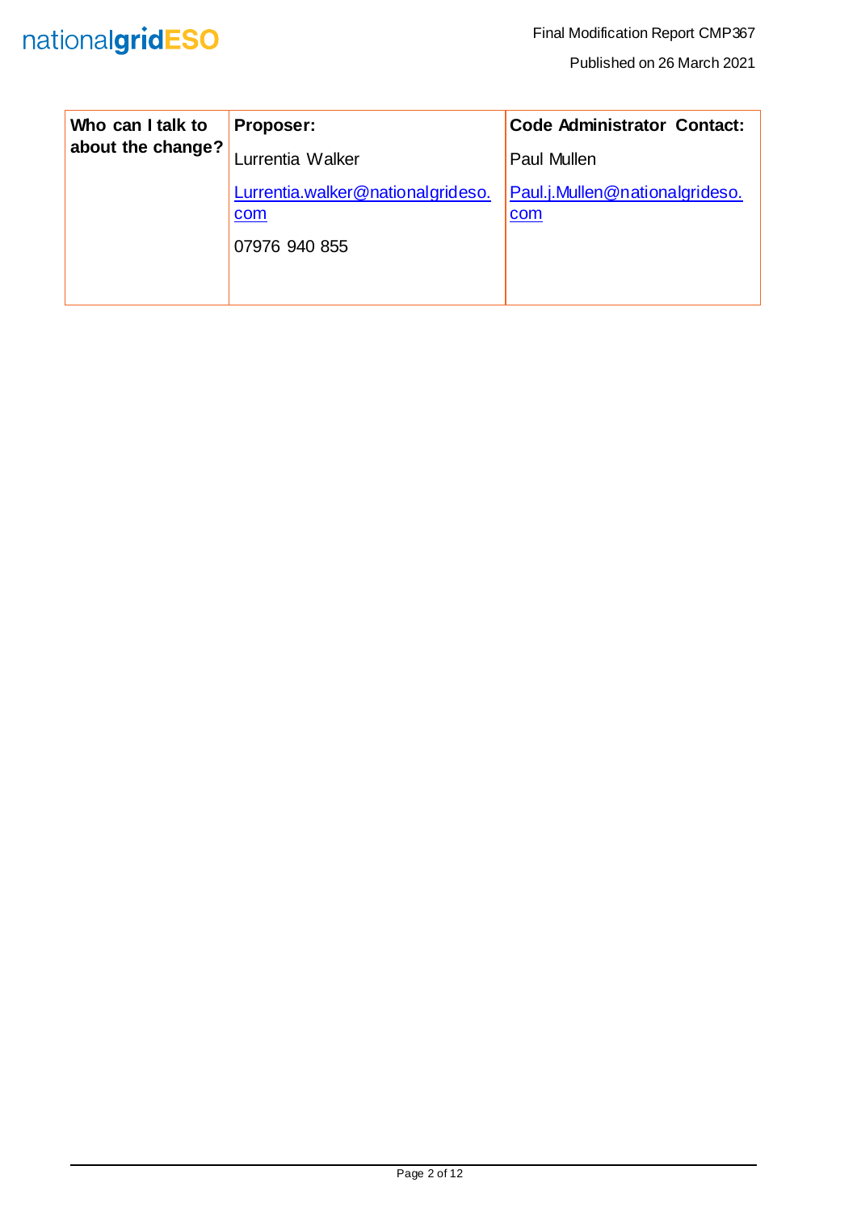| Who can I talk to about the change? | Proposer: | Code Administrator Contact: |
| --- | --- | --- |
| | Lurrentia Walker | Paul Mullen |
| | Lurrentia.walker@nationalgrideso.com | Paul.j.Mullen@nationalgrideso.com |
| | 07976 940 855 | |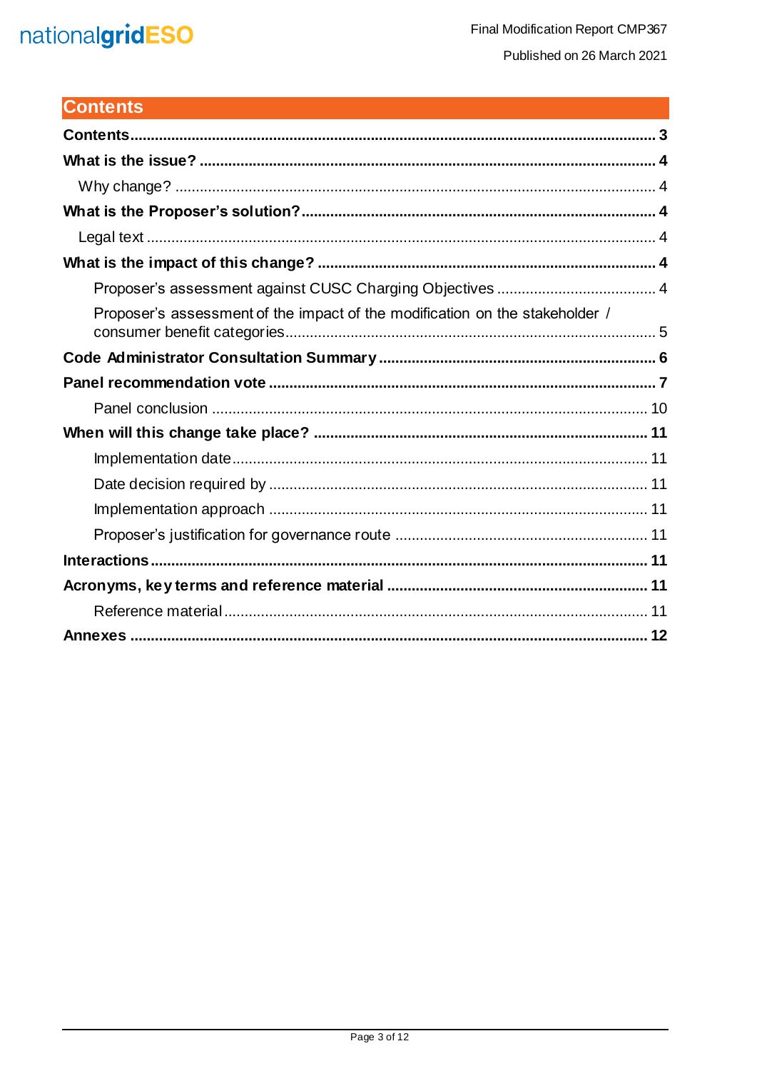# Contents

**Contents** ... **3**

**What is the issue?** ... **4**

- Why change? ... 4

**What is the Proposer's solution?** ... **4**

- Legal text ... 4

**What is the impact of this change?** ... **4**

- Proposer's assessment against CUSC Charging Objectives ... 4
- Proposer's assessment of the impact of the modification on the stakeholder / consumer benefit categories ... 5

**Code Administrator Consultation Summary** ... **6**

**Panel recommendation vote** ... **7**

- Panel conclusion ... 10

**When will this change take place?** ... **11**

- Implementation date ... 11
- Date decision required by ... 11
- Implementation approach ... 11
- Proposer's justification for governance route ... 11

**Interactions** ... **11**

**Acronyms, key terms and reference material** ... **11**

- Reference material ... 11

**Annexes** ... **12**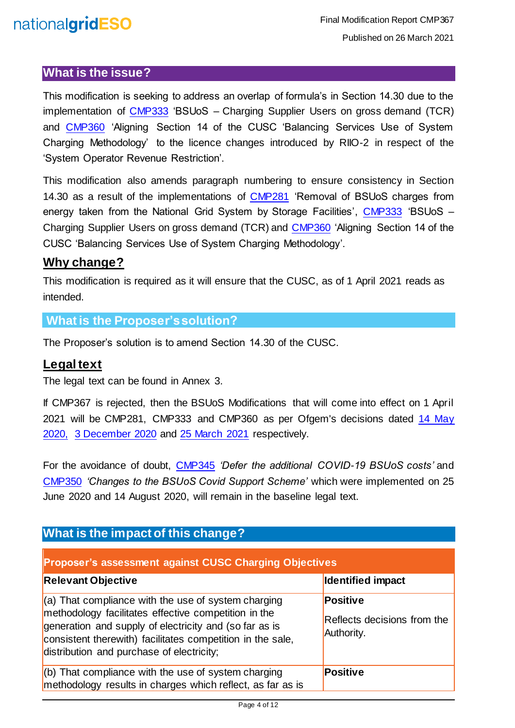## What is the issue?

This modification is seeking to address an overlap of formula's in Section 14.30 due to the implementation of CMP333 'BSUoS – Charging Supplier Users on gross demand (TCR) and CMP360 'Aligning Section 14 of the CUSC 'Balancing Services Use of System Charging Methodology' to the licence changes introduced by RIIO-2 in respect of the 'System Operator Revenue Restriction'.

This modification also amends paragraph numbering to ensure consistency in Section 14.30 as a result of the implementations of CMP281 'Removal of BSUoS charges from energy taken from the National Grid System by Storage Facilities', CMP333 'BSUoS – Charging Supplier Users on gross demand (TCR) and CMP360 'Aligning Section 14 of the CUSC 'Balancing Services Use of System Charging Methodology'.

## Why change?

This modification is required as it will ensure that the CUSC, as of 1 April 2021 reads as intended.

## What is the Proposer's solution?

The Proposer's solution is to amend Section 14.30 of the CUSC.

## Legal text

The legal text can be found in Annex 3.

If CMP367 is rejected, then the BSUoS Modifications that will come into effect on 1 April 2021 will be CMP281, CMP333 and CMP360 as per Ofgem's decisions dated 14 May 2020, 3 December 2020 and 25 March 2021 respectively.

For the avoidance of doubt, CMP345 *'Defer the additional COVID-19 BSUoS costs'* and CMP350 *'Changes to the BSUoS Covid Support Scheme'* which were implemented on 25 June 2020 and 14 August 2020, will remain in the baseline legal text.

## What is the impact of this change?

| Proposer's assessment against CUSC Charging Objectives | |
|---|---|
| **Relevant Objective** | **Identified impact** |
| (a) That compliance with the use of system charging methodology facilitates effective competition in the generation and supply of electricity and (so far as is consistent therewith) facilitates competition in the sale, distribution and purchase of electricity; | **Positive**<br><br>Reflects decisions from the Authority. |
| (b) That compliance with the use of system charging methodology results in charges which reflect, as far as is | **Positive** |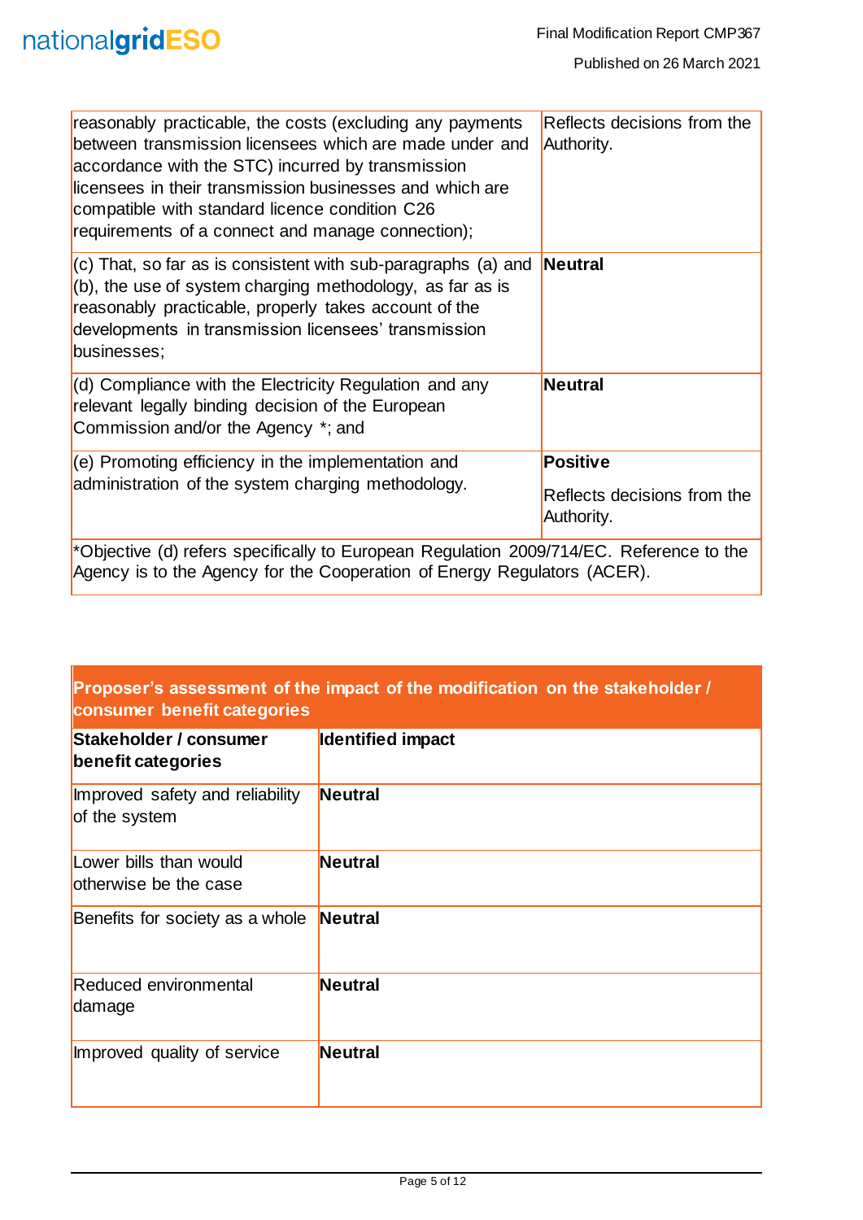| | |
|---|---|
| reasonably practicable, the costs (excluding any payments between transmission licensees which are made under and accordance with the STC) incurred by transmission licensees in their transmission businesses and which are compatible with standard licence condition C26 requirements of a connect and manage connection); | Reflects decisions from the Authority. |
| (c) That, so far as is consistent with sub-paragraphs (a) and (b), the use of system charging methodology, as far as is reasonably practicable, properly takes account of the developments in transmission licensees' transmission businesses; | **Neutral** |
| (d) Compliance with the Electricity Regulation and any relevant legally binding decision of the European Commission and/or the Agency *; and | **Neutral** |
| (e) Promoting efficiency in the implementation and administration of the system charging methodology. | **Positive**<br><br>Reflects decisions from the Authority. |
| *Objective (d) refers specifically to European Regulation 2009/714/EC. Reference to the Agency is to the Agency for the Cooperation of Energy Regulators (ACER). | |

| **Proposer's assessment of the impact of the modification on the stakeholder / consumer benefit categories** | |
|---|---|
| **Stakeholder / consumer benefit categories** | **Identified impact** |
| Improved safety and reliability of the system | **Neutral** |
| Lower bills than would otherwise be the case | **Neutral** |
| Benefits for society as a whole | **Neutral** |
| Reduced environmental damage | **Neutral** |
| Improved quality of service | **Neutral** |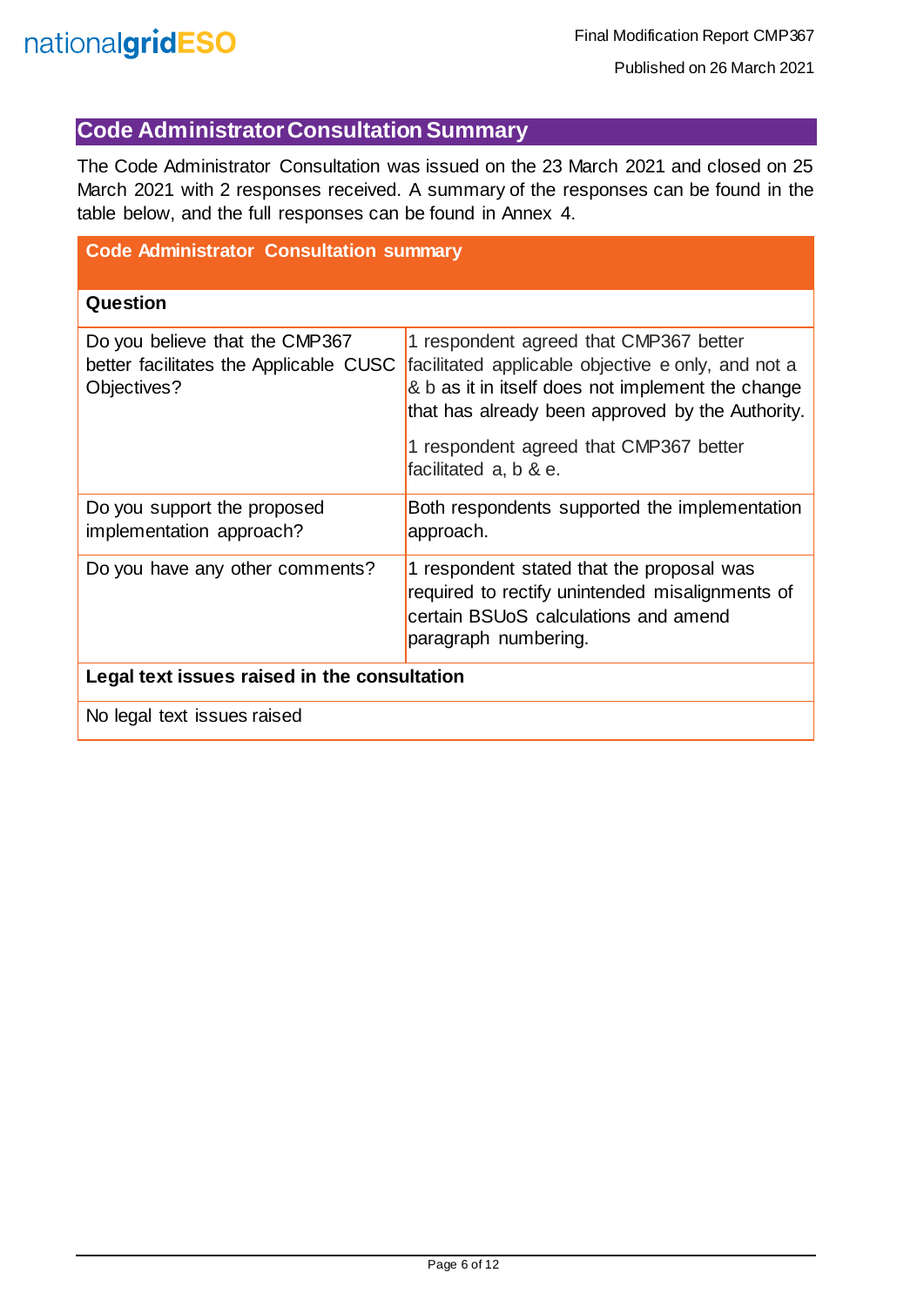## Code Administrator Consultation Summary

The Code Administrator Consultation was issued on the 23 March 2021 and closed on 25 March 2021 with 2 responses received. A summary of the responses can be found in the table below, and the full responses can be found in Annex 4.

| Code Administrator Consultation summary | |
|---|---|
| **Question** | |
| Do you believe that the CMP367 better facilitates the Applicable CUSC Objectives? | 1 respondent agreed that CMP367 better facilitated applicable objective e only, and not a & b as it in itself does not implement the change that has already been approved by the Authority.<br><br>1 respondent agreed that CMP367 better facilitated a, b & e. |
| Do you support the proposed implementation approach? | Both respondents supported the implementation approach. |
| Do you have any other comments? | 1 respondent stated that the proposal was required to rectify unintended misalignments of certain BSUoS calculations and amend paragraph numbering. |
| **Legal text issues raised in the consultation** | |
| No legal text issues raised | |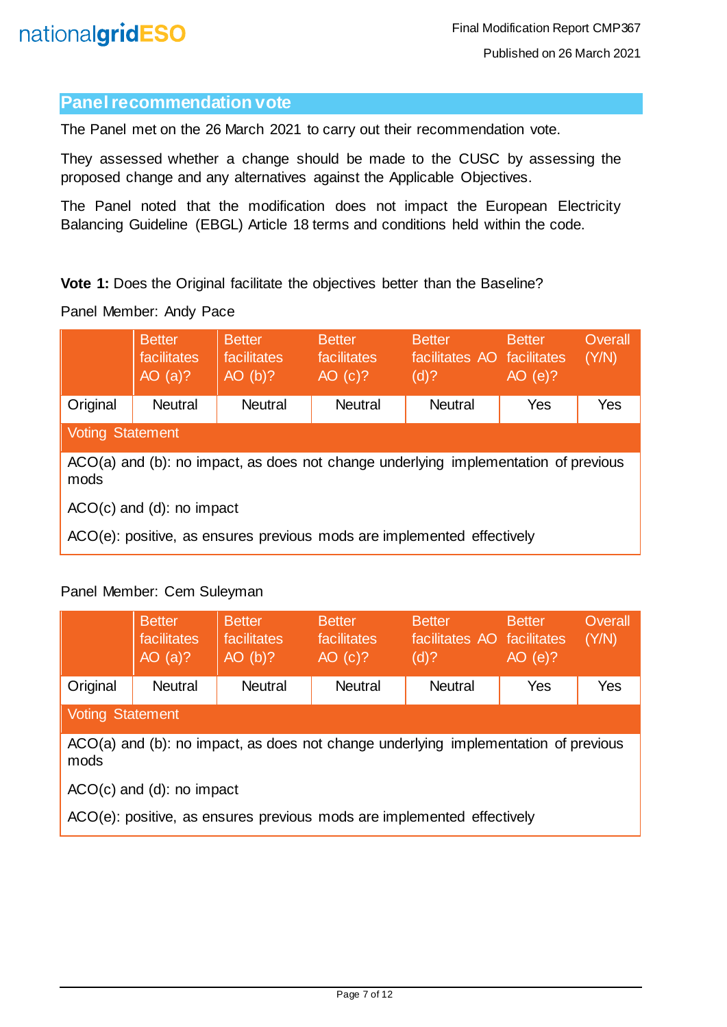## Panel recommendation vote

The Panel met on the 26 March 2021 to carry out their recommendation vote.

They assessed whether a change should be made to the CUSC by assessing the proposed change and any alternatives against the Applicable Objectives.

The Panel noted that the modification does not impact the European Electricity Balancing Guideline (EBGL) Article 18 terms and conditions held within the code.

**Vote 1:** Does the Original facilitate the objectives better than the Baseline?

Panel Member: Andy Pace

| | Better facilitates AO (a)? | Better facilitates AO (b)? | Better facilitates AO (c)? | Better facilitates AO (d)? | Better facilitates AO (e)? | Overall (Y/N) |
|---|---|---|---|---|---|---|
| Original | Neutral | Neutral | Neutral | Neutral | Yes | Yes |
| Voting Statement | | | | | | |
| ACO(a) and (b): no impact, as does not change underlying implementation of previous mods<br><br>ACO(c) and (d): no impact<br><br>ACO(e): positive, as ensures previous mods are implemented effectively | | | | | | |

Panel Member: Cem Suleyman

| | Better facilitates AO (a)? | Better facilitates AO (b)? | Better facilitates AO (c)? | Better facilitates AO (d)? | Better facilitates AO (e)? | Overall (Y/N) |
|---|---|---|---|---|---|---|
| Original | Neutral | Neutral | Neutral | Neutral | Yes | Yes |
| Voting Statement | | | | | | |
| ACO(a) and (b): no impact, as does not change underlying implementation of previous mods<br><br>ACO(c) and (d): no impact<br><br>ACO(e): positive, as ensures previous mods are implemented effectively | | | | | | |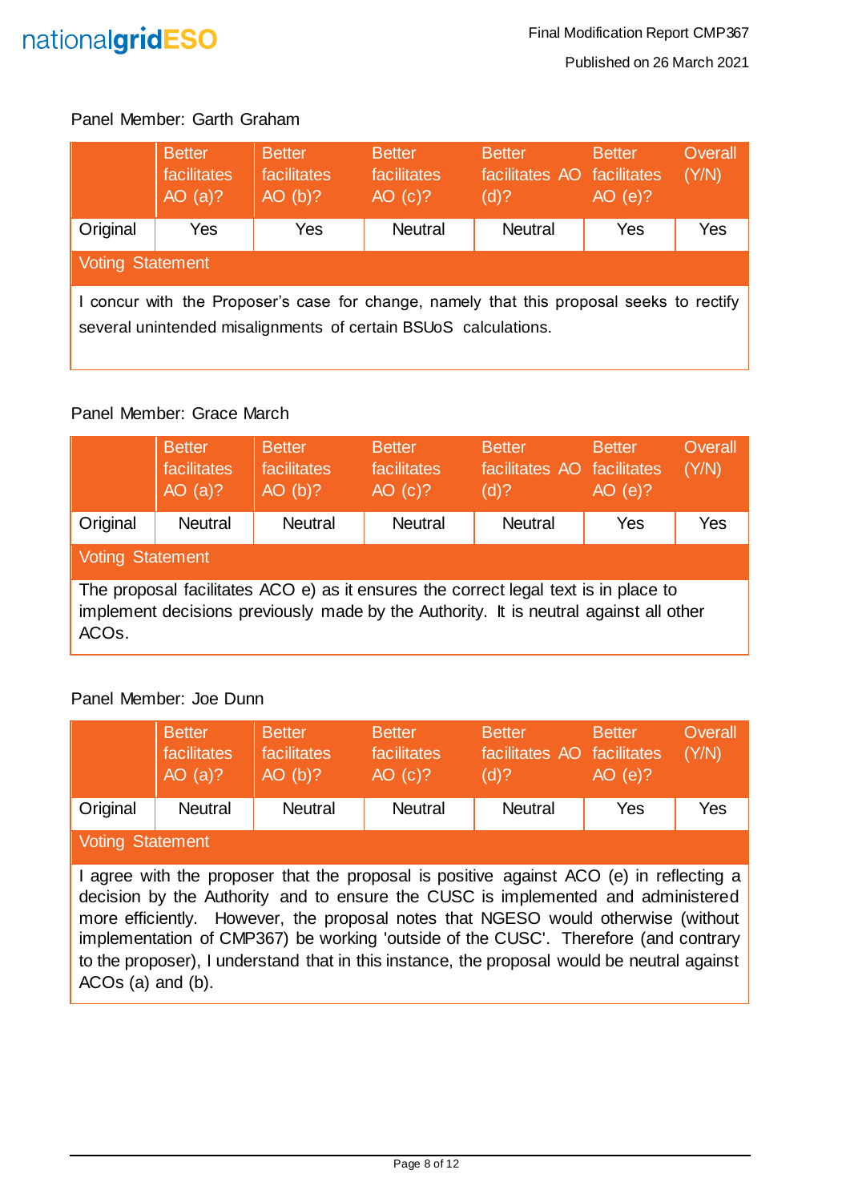Panel Member: Garth Graham

| | Better facilitates AO (a)? | Better facilitates AO (b)? | Better facilitates AO (c)? | Better facilitates AO (d)? | Better facilitates AO (e)? | Overall (Y/N) |
|---|---|---|---|---|---|---|
| Original | Yes | Yes | Neutral | Neutral | Yes | Yes |
| Voting Statement | | | | | | |
| I concur with the Proposer's case for change, namely that this proposal seeks to rectify several unintended misalignments of certain BSUoS calculations. | | | | | | |

Panel Member: Grace March

| | Better facilitates AO (a)? | Better facilitates AO (b)? | Better facilitates AO (c)? | Better facilitates AO (d)? | Better facilitates AO (e)? | Overall (Y/N) |
|---|---|---|---|---|---|---|
| Original | Neutral | Neutral | Neutral | Neutral | Yes | Yes |
| Voting Statement | | | | | | |
| The proposal facilitates ACO e) as it ensures the correct legal text is in place to implement decisions previously made by the Authority. It is neutral against all other ACOs. | | | | | | |

Panel Member: Joe Dunn

| | Better facilitates AO (a)? | Better facilitates AO (b)? | Better facilitates AO (c)? | Better facilitates AO (d)? | Better facilitates AO (e)? | Overall (Y/N) |
|---|---|---|---|---|---|---|
| Original | Neutral | Neutral | Neutral | Neutral | Yes | Yes |
| Voting Statement | | | | | | |
| I agree with the proposer that the proposal is positive against ACO (e) in reflecting a decision by the Authority and to ensure the CUSC is implemented and administered more efficiently. However, the proposal notes that NGESO would otherwise (without implementation of CMP367) be working 'outside of the CUSC'. Therefore (and contrary to the proposer), I understand that in this instance, the proposal would be neutral against ACOs (a) and (b). | | | | | | |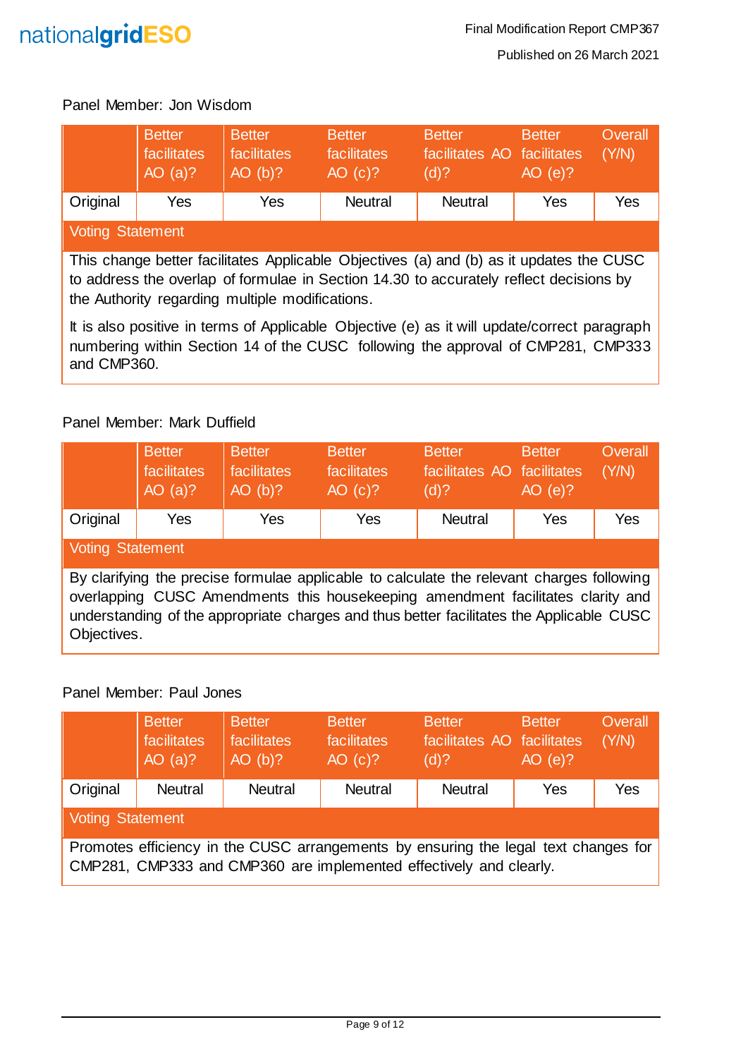Panel Member: Jon Wisdom

| | Better facilitates AO (a)? | Better facilitates AO (b)? | Better facilitates AO (c)? | Better facilitates AO (d)? | Better facilitates AO (e)? | Overall (Y/N) |
|---|---|---|---|---|---|---|
| Original | Yes | Yes | Neutral | Neutral | Yes | Yes |

**Voting Statement**

This change better facilitates Applicable Objectives (a) and (b) as it updates the CUSC to address the overlap of formulae in Section 14.30 to accurately reflect decisions by the Authority regarding multiple modifications.

It is also positive in terms of Applicable Objective (e) as it will update/correct paragraph numbering within Section 14 of the CUSC following the approval of CMP281, CMP333 and CMP360.

Panel Member: Mark Duffield

| | Better facilitates AO (a)? | Better facilitates AO (b)? | Better facilitates AO (c)? | Better facilitates AO (d)? | Better facilitates AO (e)? | Overall (Y/N) |
|---|---|---|---|---|---|---|
| Original | Yes | Yes | Yes | Neutral | Yes | Yes |

**Voting Statement**

By clarifying the precise formulae applicable to calculate the relevant charges following overlapping CUSC Amendments this housekeeping amendment facilitates clarity and understanding of the appropriate charges and thus better facilitates the Applicable CUSC Objectives.

Panel Member: Paul Jones

| | Better facilitates AO (a)? | Better facilitates AO (b)? | Better facilitates AO (c)? | Better facilitates AO (d)? | Better facilitates AO (e)? | Overall (Y/N) |
|---|---|---|---|---|---|---|
| Original | Neutral | Neutral | Neutral | Neutral | Yes | Yes |

**Voting Statement**

Promotes efficiency in the CUSC arrangements by ensuring the legal text changes for CMP281, CMP333 and CMP360 are implemented effectively and clearly.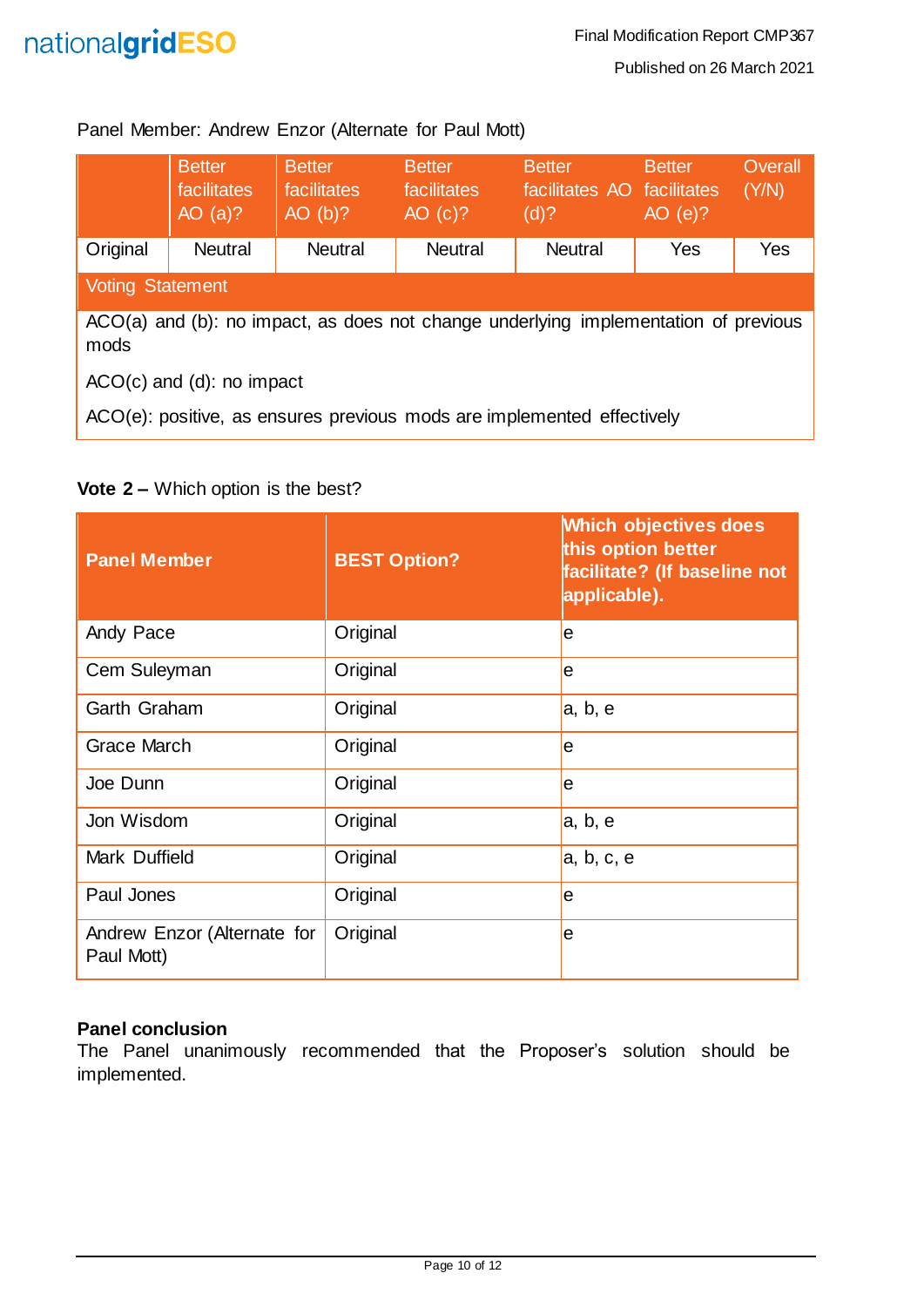Panel Member: Andrew Enzor (Alternate for Paul Mott)

| | Better facilitates AO (a)? | Better facilitates AO (b)? | Better facilitates AO (c)? | Better facilitates AO (d)? | Better facilitates AO (e)? | Overall (Y/N) |
|---|---|---|---|---|---|---|
| Original | Neutral | Neutral | Neutral | Neutral | Yes | Yes |
| Voting Statement | | | | | | |
| ACO(a) and (b): no impact, as does not change underlying implementation of previous mods<br><br>ACO(c) and (d): no impact<br><br>ACO(e): positive, as ensures previous mods are implemented effectively | | | | | | |

**Vote 2 –** Which option is the best?

| Panel Member | BEST Option? | Which objectives does this option better facilitate? (If baseline not applicable). |
|---|---|---|
| Andy Pace | Original | e |
| Cem Suleyman | Original | e |
| Garth Graham | Original | a, b, e |
| Grace March | Original | e |
| Joe Dunn | Original | e |
| Jon Wisdom | Original | a, b, e |
| Mark Duffield | Original | a, b, c, e |
| Paul Jones | Original | e |
| Andrew Enzor (Alternate for Paul Mott) | Original | e |

**Panel conclusion**

The Panel unanimously recommended that the Proposer's solution should be implemented.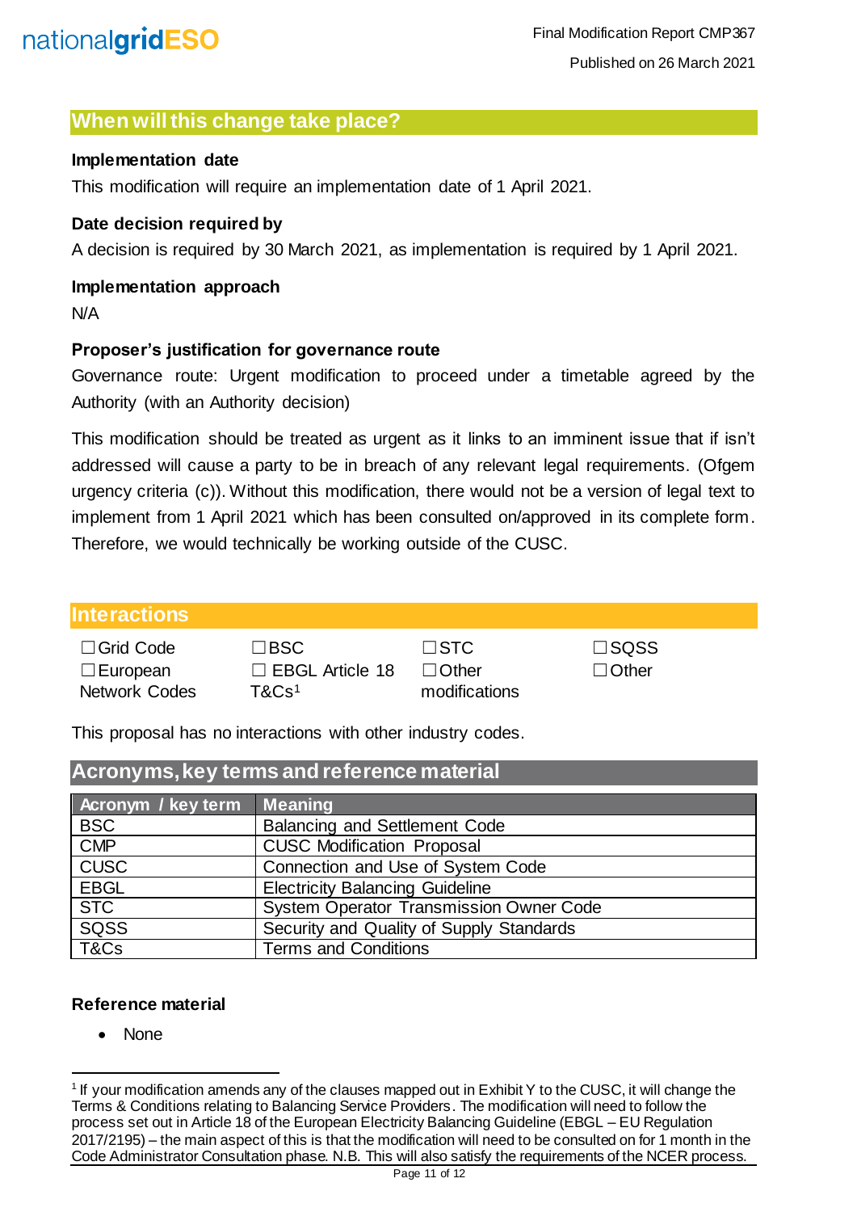## When will this change take place?

**Implementation date**

This modification will require an implementation date of 1 April 2021.

**Date decision required by**

A decision is required by 30 March 2021, as implementation is required by 1 April 2021.

**Implementation approach**

N/A

**Proposer's justification for governance route**

Governance route: Urgent modification to proceed under a timetable agreed by the Authority (with an Authority decision)

This modification should be treated as urgent as it links to an imminent issue that if isn't addressed will cause a party to be in breach of any relevant legal requirements. (Ofgem urgency criteria (c)). Without this modification, there would not be a version of legal text to implement from 1 April 2021 which has been consulted on/approved in its complete form. Therefore, we would technically be working outside of the CUSC.

## Interactions

| | | | |
|---|---|---|---|
| ☐Grid Code | ☐BSC | ☐STC | ☐SQSS |
| ☐European Network Codes | ☐ EBGL Article 18 T&Cs[1] | ☐Other modifications | ☐Other |

This proposal has no interactions with other industry codes.

## Acronyms, key terms and reference material

| Acronym / key term | Meaning |
|---|---|
| BSC | Balancing and Settlement Code |
| CMP | CUSC Modification Proposal |
| CUSC | Connection and Use of System Code |
| EBGL | Electricity Balancing Guideline |
| STC | System Operator Transmission Owner Code |
| SQSS | Security and Quality of Supply Standards |
| T&Cs | Terms and Conditions |

**Reference material**

- None

[1] If your modification amends any of the clauses mapped out in Exhibit Y to the CUSC, it will change the Terms & Conditions relating to Balancing Service Providers. The modification will need to follow the process set out in Article 18 of the European Electricity Balancing Guideline (EBGL – EU Regulation 2017/2195) – the main aspect of this is that the modification will need to be consulted on for 1 month in the Code Administrator Consultation phase. N.B. This will also satisfy the requirements of the NCER process.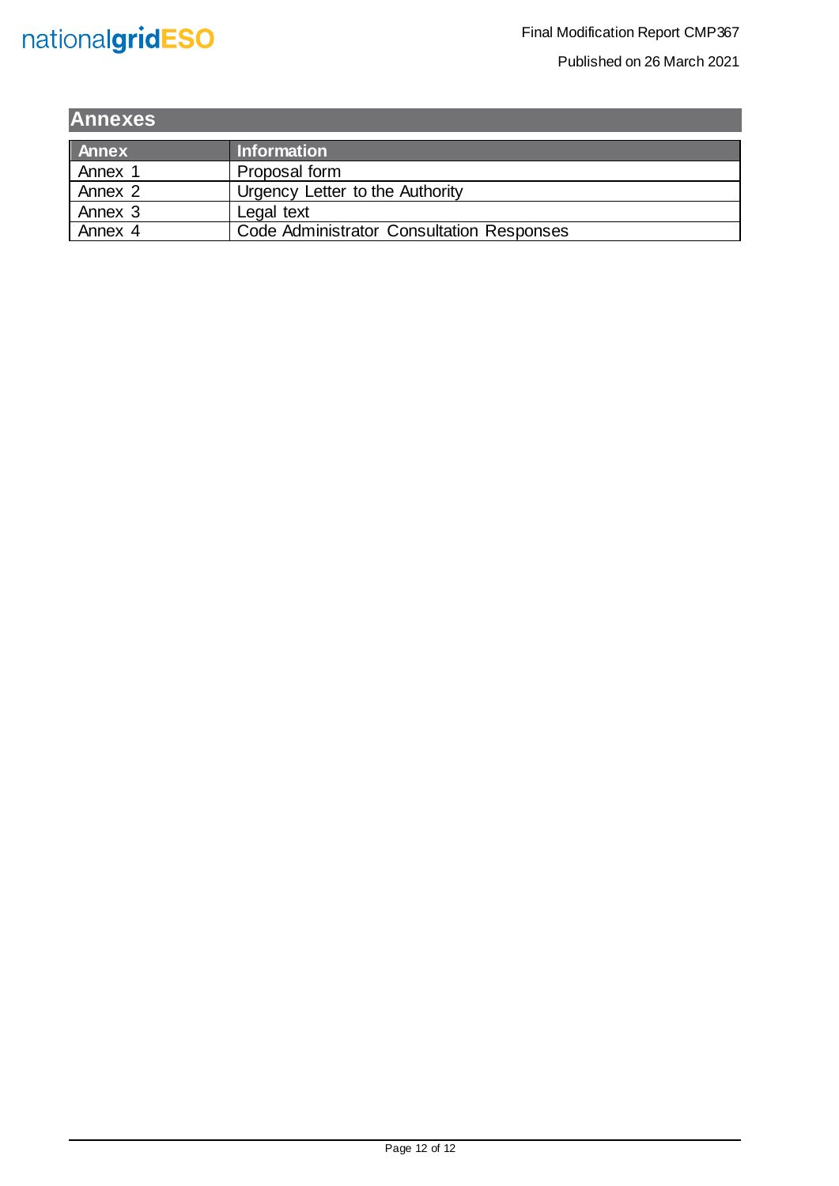## Annexes

| Annex | Information |
|---|---|
| Annex 1 | Proposal form |
| Annex 2 | Urgency Letter to the Authority |
| Annex 3 | Legal text |
| Annex 4 | Code Administrator Consultation Responses |